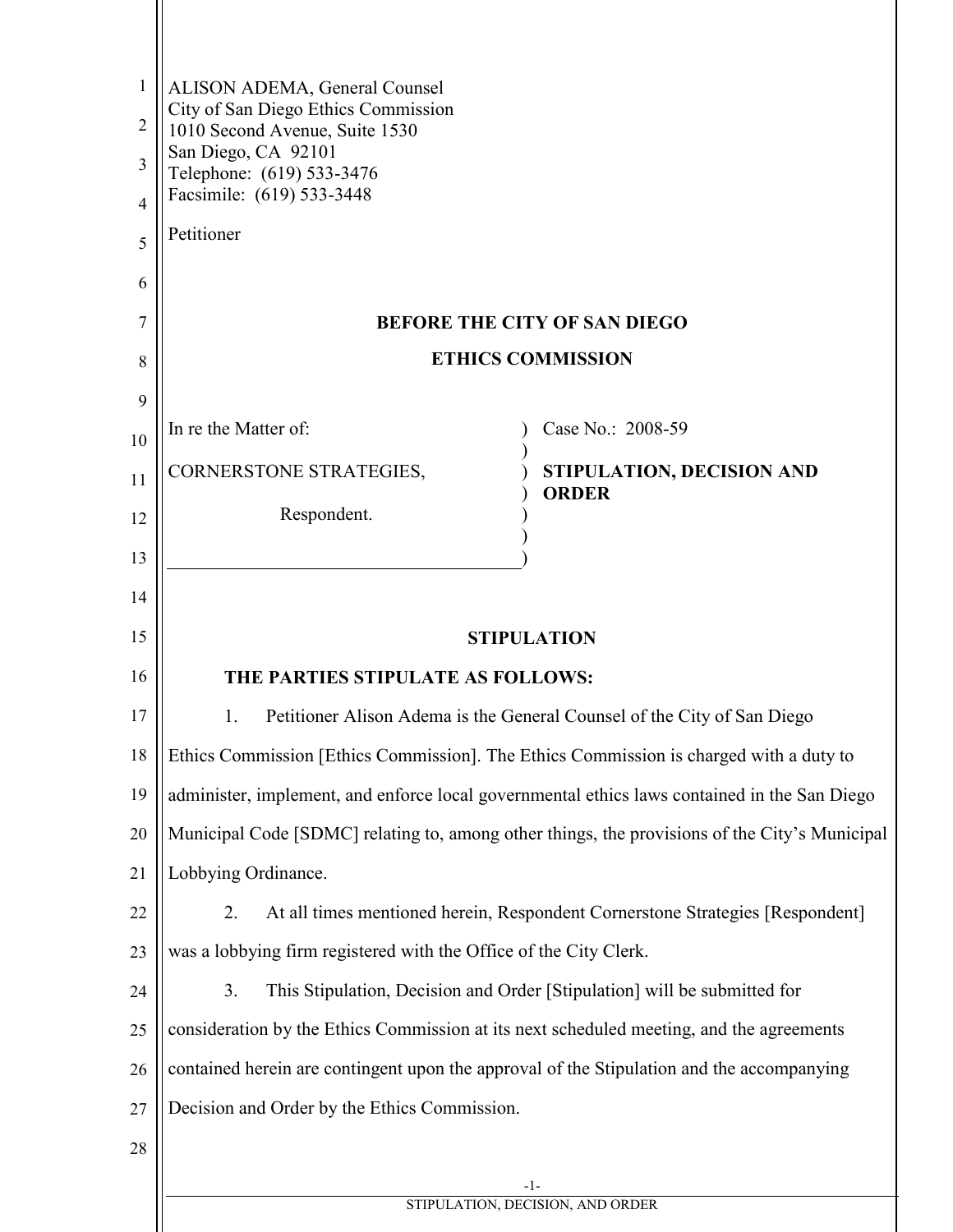ALISON ADEMA, General Counsel
City of San Diego Ethics Commission
1010 Second Avenue, Suite 1530
San Diego, CA 92101
Telephone: (619) 533-3476
Facsimile: (619) 533-3448

Petitioner

**BEFORE THE CITY OF SAN DIEGO**

**ETHICS COMMISSION**

| | |
|---|---|
| In re the Matter of: | Case No.: 2008-59 |
| CORNERSTONE STRATEGIES, | **STIPULATION, DECISION AND ORDER** |
| Respondent. | |

## STIPULATION

**THE PARTIES STIPULATE AS FOLLOWS:**

1. Petitioner Alison Adema is the General Counsel of the City of San Diego Ethics Commission [Ethics Commission]. The Ethics Commission is charged with a duty to administer, implement, and enforce local governmental ethics laws contained in the San Diego Municipal Code [SDMC] relating to, among other things, the provisions of the City's Municipal Lobbying Ordinance.

2. At all times mentioned herein, Respondent Cornerstone Strategies [Respondent] was a lobbying firm registered with the Office of the City Clerk.

3. This Stipulation, Decision and Order [Stipulation] will be submitted for consideration by the Ethics Commission at its next scheduled meeting, and the agreements contained herein are contingent upon the approval of the Stipulation and the accompanying Decision and Order by the Ethics Commission.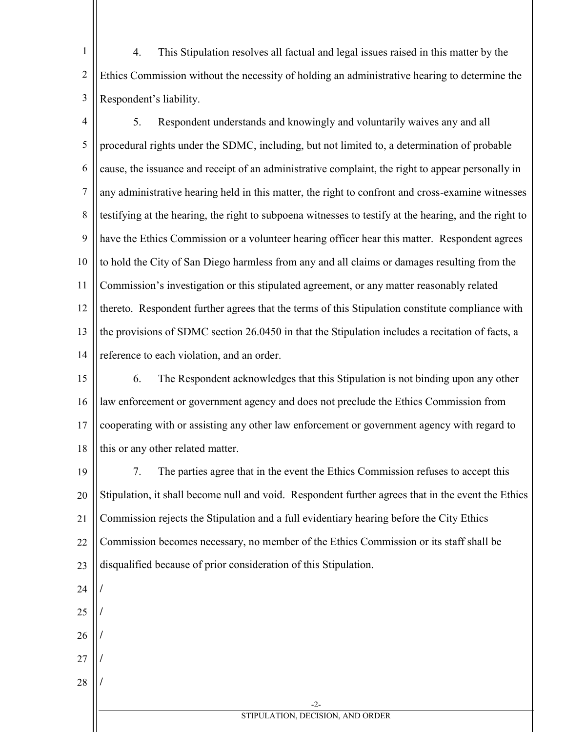4. This Stipulation resolves all factual and legal issues raised in this matter by the Ethics Commission without the necessity of holding an administrative hearing to determine the Respondent's liability.

5. Respondent understands and knowingly and voluntarily waives any and all procedural rights under the SDMC, including, but not limited to, a determination of probable cause, the issuance and receipt of an administrative complaint, the right to appear personally in any administrative hearing held in this matter, the right to confront and cross-examine witnesses testifying at the hearing, the right to subpoena witnesses to testify at the hearing, and the right to have the Ethics Commission or a volunteer hearing officer hear this matter. Respondent agrees to hold the City of San Diego harmless from any and all claims or damages resulting from the Commission's investigation or this stipulated agreement, or any matter reasonably related thereto. Respondent further agrees that the terms of this Stipulation constitute compliance with the provisions of SDMC section 26.0450 in that the Stipulation includes a recitation of facts, a reference to each violation, and an order.

6. The Respondent acknowledges that this Stipulation is not binding upon any other law enforcement or government agency and does not preclude the Ethics Commission from cooperating with or assisting any other law enforcement or government agency with regard to this or any other related matter.

7. The parties agree that in the event the Ethics Commission refuses to accept this Stipulation, it shall become null and void. Respondent further agrees that in the event the Ethics Commission rejects the Stipulation and a full evidentiary hearing before the City Ethics Commission becomes necessary, no member of the Ethics Commission or its staff shall be disqualified because of prior consideration of this Stipulation.

/

/

/

/

/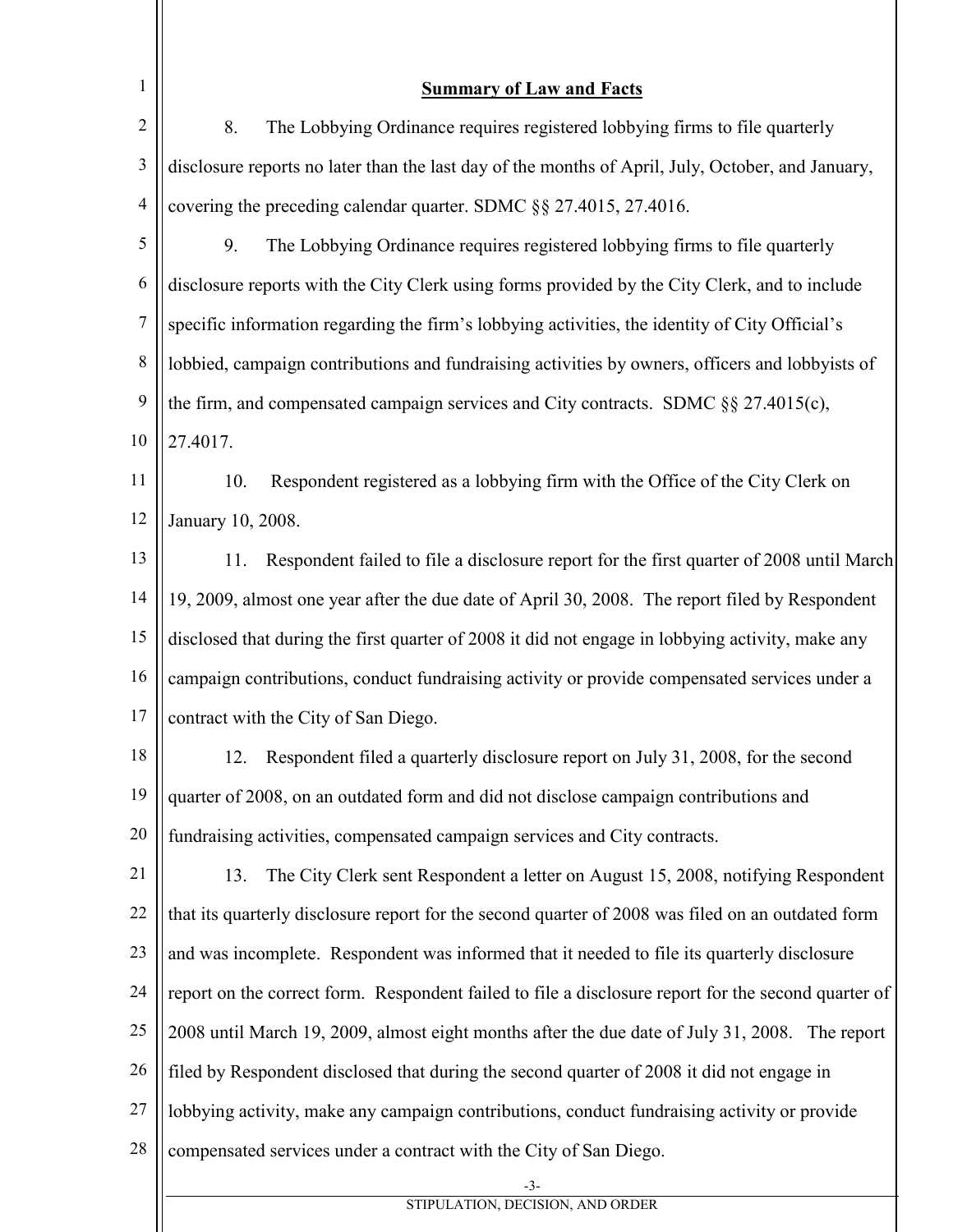## Summary of Law and Facts

8. The Lobbying Ordinance requires registered lobbying firms to file quarterly disclosure reports no later than the last day of the months of April, July, October, and January, covering the preceding calendar quarter. SDMC §§ 27.4015, 27.4016.

9. The Lobbying Ordinance requires registered lobbying firms to file quarterly disclosure reports with the City Clerk using forms provided by the City Clerk, and to include specific information regarding the firm's lobbying activities, the identity of City Official's lobbied, campaign contributions and fundraising activities by owners, officers and lobbyists of the firm, and compensated campaign services and City contracts. SDMC §§ 27.4015(c), 27.4017.

10. Respondent registered as a lobbying firm with the Office of the City Clerk on January 10, 2008.

11. Respondent failed to file a disclosure report for the first quarter of 2008 until March 19, 2009, almost one year after the due date of April 30, 2008. The report filed by Respondent disclosed that during the first quarter of 2008 it did not engage in lobbying activity, make any campaign contributions, conduct fundraising activity or provide compensated services under a contract with the City of San Diego.

12. Respondent filed a quarterly disclosure report on July 31, 2008, for the second quarter of 2008, on an outdated form and did not disclose campaign contributions and fundraising activities, compensated campaign services and City contracts.

13. The City Clerk sent Respondent a letter on August 15, 2008, notifying Respondent that its quarterly disclosure report for the second quarter of 2008 was filed on an outdated form and was incomplete. Respondent was informed that it needed to file its quarterly disclosure report on the correct form. Respondent failed to file a disclosure report for the second quarter of 2008 until March 19, 2009, almost eight months after the due date of July 31, 2008. The report filed by Respondent disclosed that during the second quarter of 2008 it did not engage in lobbying activity, make any campaign contributions, conduct fundraising activity or provide compensated services under a contract with the City of San Diego.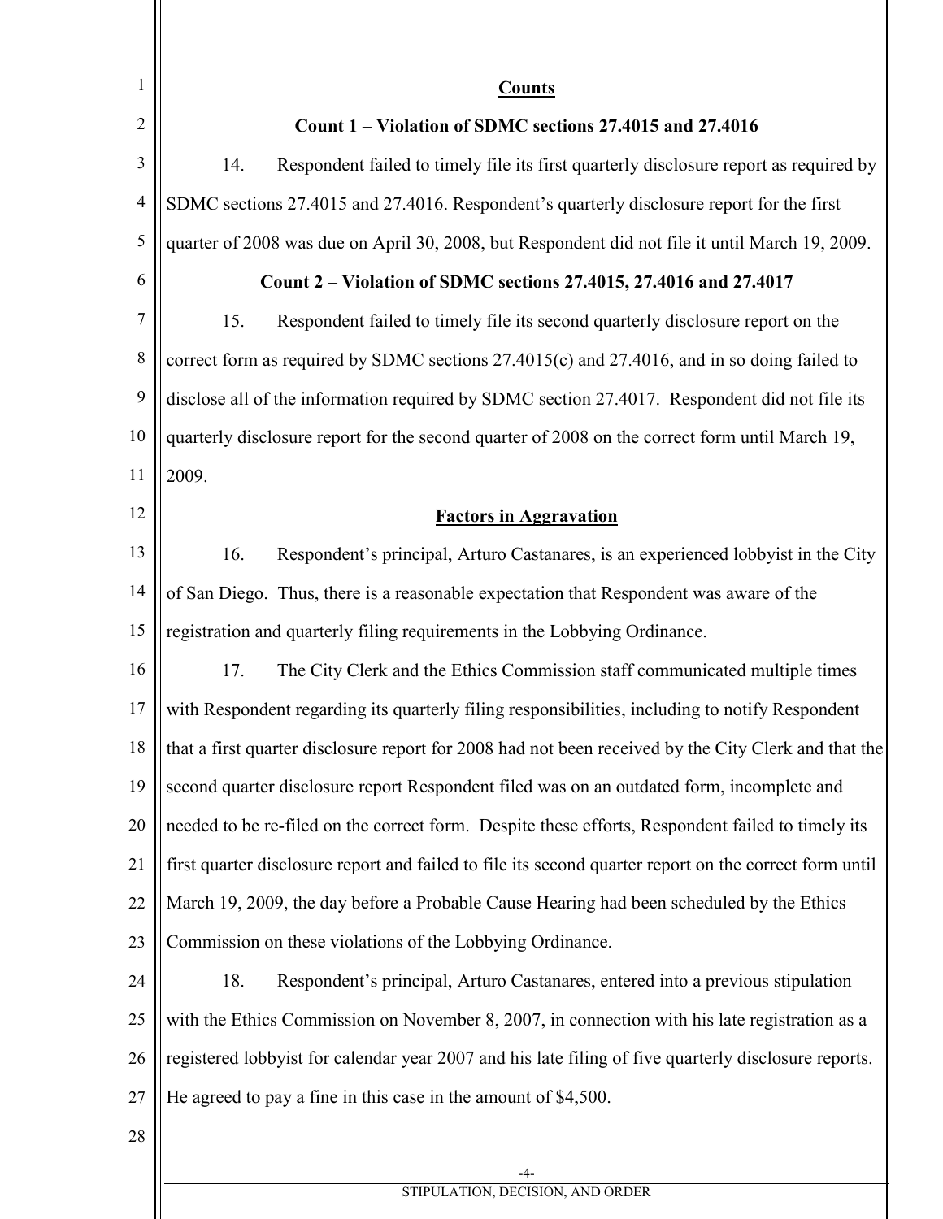## Counts

### Count 1 – Violation of SDMC sections 27.4015 and 27.4016

14. Respondent failed to timely file its first quarterly disclosure report as required by SDMC sections 27.4015 and 27.4016. Respondent's quarterly disclosure report for the first quarter of 2008 was due on April 30, 2008, but Respondent did not file it until March 19, 2009.

### Count 2 – Violation of SDMC sections 27.4015, 27.4016 and 27.4017

15. Respondent failed to timely file its second quarterly disclosure report on the correct form as required by SDMC sections 27.4015(c) and 27.4016, and in so doing failed to disclose all of the information required by SDMC section 27.4017. Respondent did not file its quarterly disclosure report for the second quarter of 2008 on the correct form until March 19, 2009.

## Factors in Aggravation

16. Respondent's principal, Arturo Castanares, is an experienced lobbyist in the City of San Diego. Thus, there is a reasonable expectation that Respondent was aware of the registration and quarterly filing requirements in the Lobbying Ordinance.

17. The City Clerk and the Ethics Commission staff communicated multiple times with Respondent regarding its quarterly filing responsibilities, including to notify Respondent that a first quarter disclosure report for 2008 had not been received by the City Clerk and that the second quarter disclosure report Respondent filed was on an outdated form, incomplete and needed to be re-filed on the correct form. Despite these efforts, Respondent failed to timely its first quarter disclosure report and failed to file its second quarter report on the correct form until March 19, 2009, the day before a Probable Cause Hearing had been scheduled by the Ethics Commission on these violations of the Lobbying Ordinance.

18. Respondent's principal, Arturo Castanares, entered into a previous stipulation with the Ethics Commission on November 8, 2007, in connection with his late registration as a registered lobbyist for calendar year 2007 and his late filing of five quarterly disclosure reports. He agreed to pay a fine in this case in the amount of $4,500.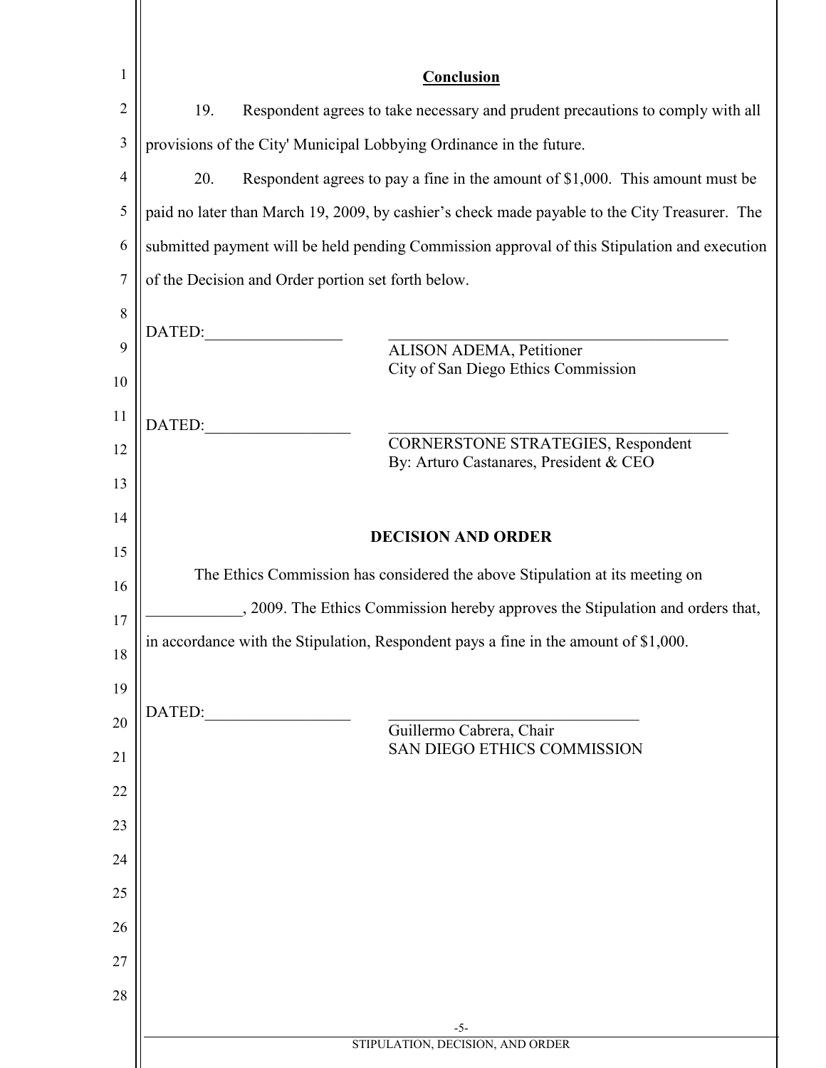## Conclusion

19. Respondent agrees to take necessary and prudent precautions to comply with all provisions of the City' Municipal Lobbying Ordinance in the future.

20. Respondent agrees to pay a fine in the amount of $1,000. This amount must be paid no later than March 19, 2009, by cashier's check made payable to the City Treasurer. The submitted payment will be held pending Commission approval of this Stipulation and execution of the Decision and Order portion set forth below.

DATED:_________________ ________________________________________
ALISON ADEMA, Petitioner
City of San Diego Ethics Commission

DATED:_________________ ________________________________________
CORNERSTONE STRATEGIES, Respondent
By: Arturo Castanares, President & CEO

## DECISION AND ORDER

The Ethics Commission has considered the above Stipulation at its meeting on ____________, 2009. The Ethics Commission hereby approves the Stipulation and orders that, in accordance with the Stipulation, Respondent pays a fine in the amount of $1,000.

DATED:_________________ ________________________________
Guillermo Cabrera, Chair
SAN DIEGO ETHICS COMMISSION